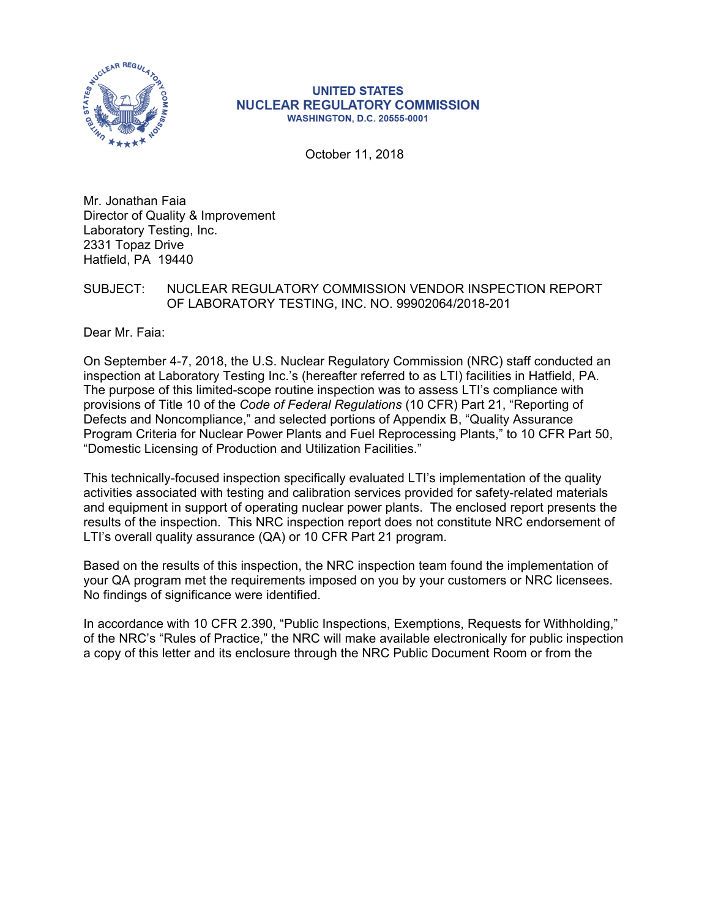**UNITED STATES**
**NUCLEAR REGULATORY COMMISSION**
**WASHINGTON, D.C. 20555-0001**

October 11, 2018

Mr. Jonathan Faia
Director of Quality & Improvement
Laboratory Testing, Inc.
2331 Topaz Drive
Hatfield, PA 19440

SUBJECT: NUCLEAR REGULATORY COMMISSION VENDOR INSPECTION REPORT OF LABORATORY TESTING, INC. NO. 99902064/2018-201

Dear Mr. Faia:

On September 4-7, 2018, the U.S. Nuclear Regulatory Commission (NRC) staff conducted an inspection at Laboratory Testing Inc.'s (hereafter referred to as LTI) facilities in Hatfield, PA. The purpose of this limited-scope routine inspection was to assess LTI's compliance with provisions of Title 10 of the *Code of Federal Regulations* (10 CFR) Part 21, "Reporting of Defects and Noncompliance," and selected portions of Appendix B, "Quality Assurance Program Criteria for Nuclear Power Plants and Fuel Reprocessing Plants," to 10 CFR Part 50, "Domestic Licensing of Production and Utilization Facilities."

This technically-focused inspection specifically evaluated LTI's implementation of the quality activities associated with testing and calibration services provided for safety-related materials and equipment in support of operating nuclear power plants. The enclosed report presents the results of the inspection. This NRC inspection report does not constitute NRC endorsement of LTI's overall quality assurance (QA) or 10 CFR Part 21 program.

Based on the results of this inspection, the NRC inspection team found the implementation of your QA program met the requirements imposed on you by your customers or NRC licensees. No findings of significance were identified.

In accordance with 10 CFR 2.390, "Public Inspections, Exemptions, Requests for Withholding," of the NRC's "Rules of Practice," the NRC will make available electronically for public inspection a copy of this letter and its enclosure through the NRC Public Document Room or from the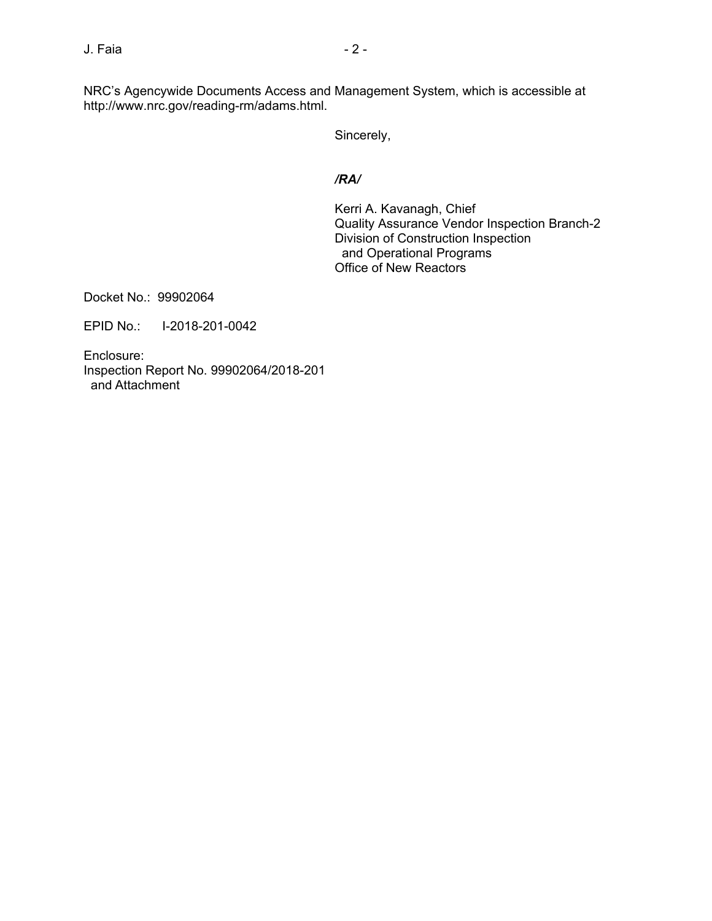NRC's Agencywide Documents Access and Management System, which is accessible at http://www.nrc.gov/reading-rm/adams.html.

Sincerely,

*/RA/*

Kerri A. Kavanagh, Chief
Quality Assurance Vendor Inspection Branch-2
Division of Construction Inspection
and Operational Programs
Office of New Reactors

Docket No.: 99902064

EPID No.: I-2018-201-0042

Enclosure:
Inspection Report No. 99902064/2018-201
and Attachment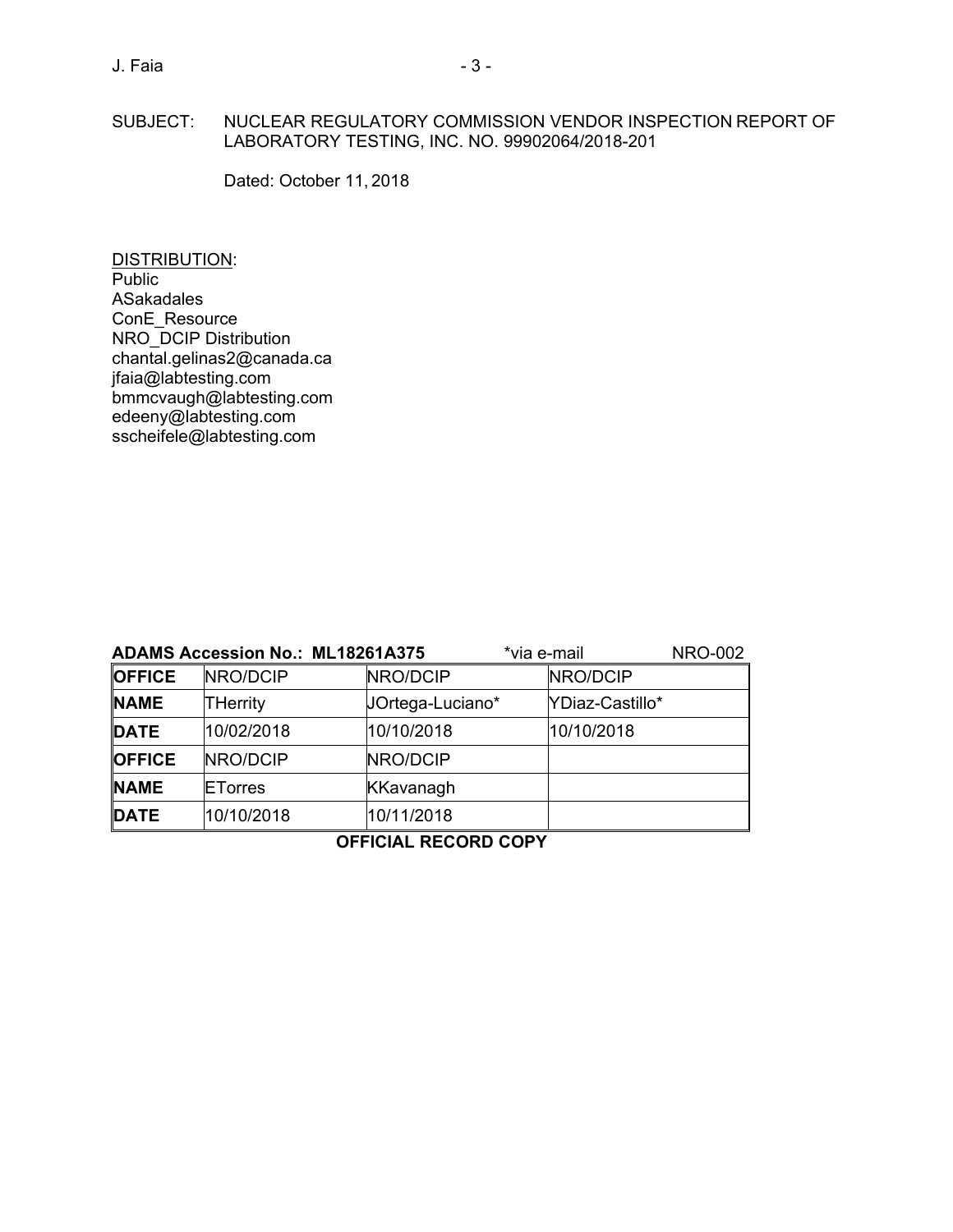SUBJECT: NUCLEAR REGULATORY COMMISSION VENDOR INSPECTION REPORT OF LABORATORY TESTING, INC. NO. 99902064/2018-201

Dated: October 11, 2018

DISTRIBUTION:
Public
ASakadales
ConE_Resource
NRO_DCIP Distribution
chantal.gelinas2@canada.ca
jfaia@labtesting.com
bmmcvaugh@labtesting.com
edeeny@labtesting.com
sscheifele@labtesting.com

**ADAMS Accession No.: ML18261A375** *via e-mail NRO-002

| **OFFICE** | NRO/DCIP | NRO/DCIP | NRO/DCIP |
|---|---|---|---|
| **NAME** | THerrity | JOrtega-Luciano* | YDiaz-Castillo* |
| **DATE** | 10/02/2018 | 10/10/2018 | 10/10/2018 |
| **OFFICE** | NRO/DCIP | NRO/DCIP | |
| **NAME** | ETorres | KKavanagh | |
| **DATE** | 10/10/2018 | 10/11/2018 | |

**OFFICIAL RECORD COPY**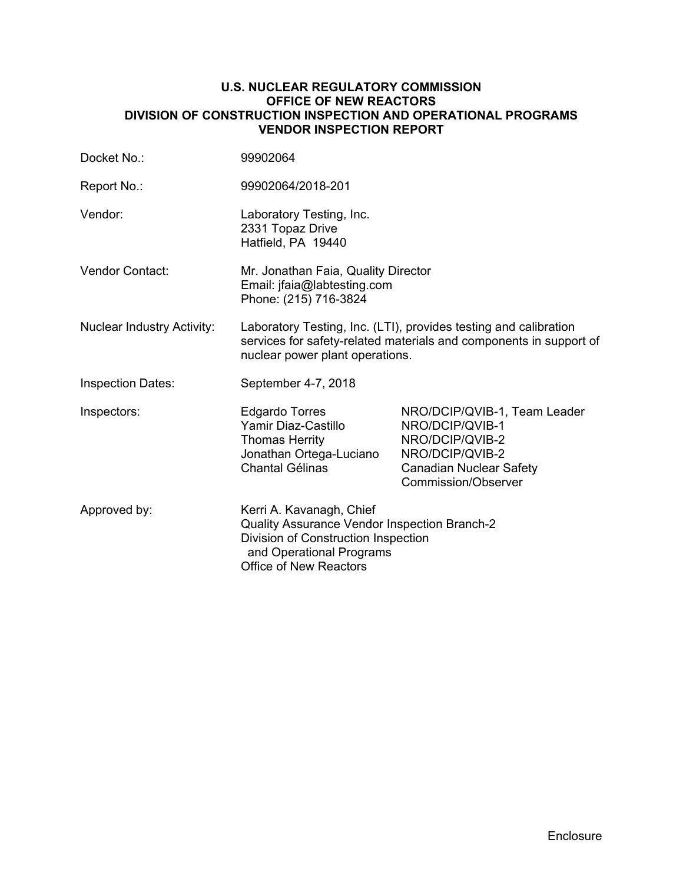**U.S. NUCLEAR REGULATORY COMMISSION**
**OFFICE OF NEW REACTORS**
**DIVISION OF CONSTRUCTION INSPECTION AND OPERATIONAL PROGRAMS**
**VENDOR INSPECTION REPORT**

| | | |
|---|---|---|
| Docket No.: | 99902064 | |
| Report No.: | 99902064/2018-201 | |
| Vendor: | Laboratory Testing, Inc.<br>2331 Topaz Drive<br>Hatfield, PA 19440 | |
| Vendor Contact: | Mr. Jonathan Faia, Quality Director<br>Email: jfaia@labtesting.com<br>Phone: (215) 716-3824 | |
| Nuclear Industry Activity: | Laboratory Testing, Inc. (LTI), provides testing and calibration services for safety-related materials and components in support of nuclear power plant operations. | |
| Inspection Dates: | September 4-7, 2018 | |
| Inspectors: | Edgardo Torres | NRO/DCIP/QVIB-1, Team Leader |
| | Yamir Diaz-Castillo | NRO/DCIP/QVIB-1 |
| | Thomas Herrity | NRO/DCIP/QVIB-2 |
| | Jonathan Ortega-Luciano | NRO/DCIP/QVIB-2 |
| | Chantal Gélinas | Canadian Nuclear Safety Commission/Observer |
| Approved by: | Kerri A. Kavanagh, Chief<br>Quality Assurance Vendor Inspection Branch-2<br>Division of Construction Inspection and Operational Programs<br>Office of New Reactors | |

Enclosure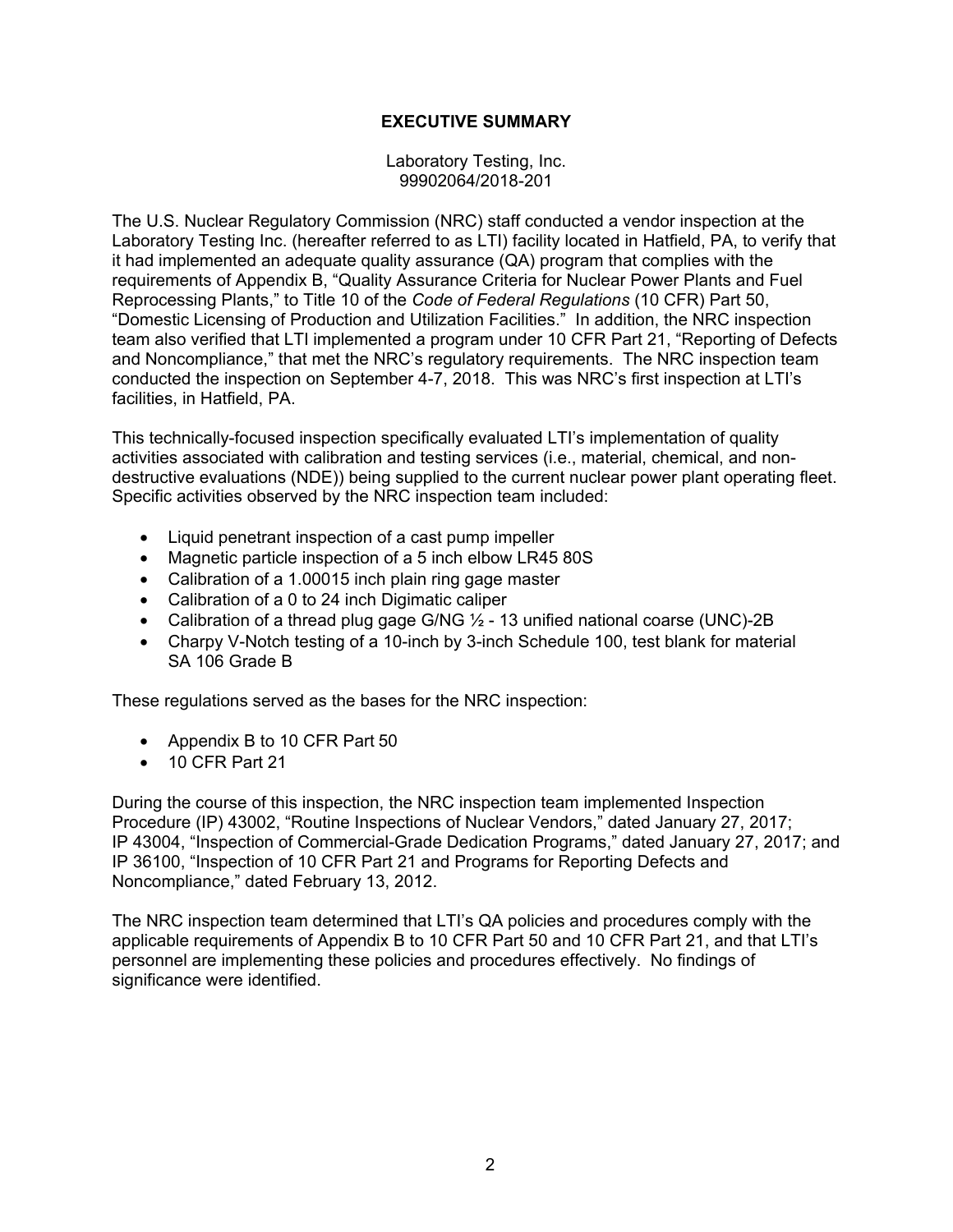# EXECUTIVE SUMMARY

Laboratory Testing, Inc.
99902064/2018-201

The U.S. Nuclear Regulatory Commission (NRC) staff conducted a vendor inspection at the Laboratory Testing Inc. (hereafter referred to as LTI) facility located in Hatfield, PA, to verify that it had implemented an adequate quality assurance (QA) program that complies with the requirements of Appendix B, "Quality Assurance Criteria for Nuclear Power Plants and Fuel Reprocessing Plants," to Title 10 of the *Code of Federal Regulations* (10 CFR) Part 50, "Domestic Licensing of Production and Utilization Facilities." In addition, the NRC inspection team also verified that LTI implemented a program under 10 CFR Part 21, "Reporting of Defects and Noncompliance," that met the NRC's regulatory requirements. The NRC inspection team conducted the inspection on September 4-7, 2018. This was NRC's first inspection at LTI's facilities, in Hatfield, PA.

This technically-focused inspection specifically evaluated LTI's implementation of quality activities associated with calibration and testing services (i.e., material, chemical, and non-destructive evaluations (NDE)) being supplied to the current nuclear power plant operating fleet. Specific activities observed by the NRC inspection team included:

- Liquid penetrant inspection of a cast pump impeller
- Magnetic particle inspection of a 5 inch elbow LR45 80S
- Calibration of a 1.00015 inch plain ring gage master
- Calibration of a 0 to 24 inch Digimatic caliper
- Calibration of a thread plug gage G/NG ½ - 13 unified national coarse (UNC)-2B
- Charpy V-Notch testing of a 10-inch by 3-inch Schedule 100, test blank for material SA 106 Grade B

These regulations served as the bases for the NRC inspection:

- Appendix B to 10 CFR Part 50
- 10 CFR Part 21

During the course of this inspection, the NRC inspection team implemented Inspection Procedure (IP) 43002, "Routine Inspections of Nuclear Vendors," dated January 27, 2017; IP 43004, "Inspection of Commercial-Grade Dedication Programs," dated January 27, 2017; and IP 36100, "Inspection of 10 CFR Part 21 and Programs for Reporting Defects and Noncompliance," dated February 13, 2012.

The NRC inspection team determined that LTI's QA policies and procedures comply with the applicable requirements of Appendix B to 10 CFR Part 50 and 10 CFR Part 21, and that LTI's personnel are implementing these policies and procedures effectively. No findings of significance were identified.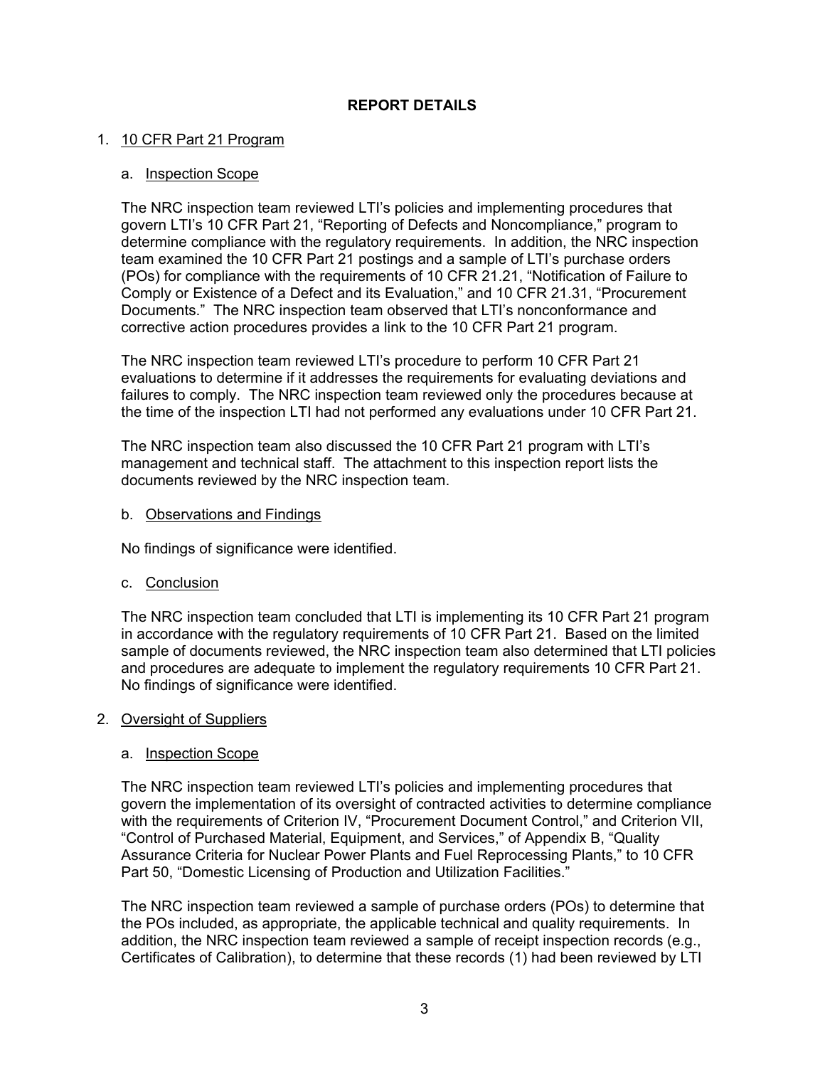## REPORT DETAILS

1. 10 CFR Part 21 Program

   a. Inspection Scope

   The NRC inspection team reviewed LTI's policies and implementing procedures that govern LTI's 10 CFR Part 21, "Reporting of Defects and Noncompliance," program to determine compliance with the regulatory requirements. In addition, the NRC inspection team examined the 10 CFR Part 21 postings and a sample of LTI's purchase orders (POs) for compliance with the requirements of 10 CFR 21.21, "Notification of Failure to Comply or Existence of a Defect and its Evaluation," and 10 CFR 21.31, "Procurement Documents." The NRC inspection team observed that LTI's nonconformance and corrective action procedures provides a link to the 10 CFR Part 21 program.

   The NRC inspection team reviewed LTI's procedure to perform 10 CFR Part 21 evaluations to determine if it addresses the requirements for evaluating deviations and failures to comply. The NRC inspection team reviewed only the procedures because at the time of the inspection LTI had not performed any evaluations under 10 CFR Part 21.

   The NRC inspection team also discussed the 10 CFR Part 21 program with LTI's management and technical staff. The attachment to this inspection report lists the documents reviewed by the NRC inspection team.

   b. Observations and Findings

   No findings of significance were identified.

   c. Conclusion

   The NRC inspection team concluded that LTI is implementing its 10 CFR Part 21 program in accordance with the regulatory requirements of 10 CFR Part 21. Based on the limited sample of documents reviewed, the NRC inspection team also determined that LTI policies and procedures are adequate to implement the regulatory requirements 10 CFR Part 21. No findings of significance were identified.

2. Oversight of Suppliers

   a. Inspection Scope

   The NRC inspection team reviewed LTI's policies and implementing procedures that govern the implementation of its oversight of contracted activities to determine compliance with the requirements of Criterion IV, "Procurement Document Control," and Criterion VII, "Control of Purchased Material, Equipment, and Services," of Appendix B, "Quality Assurance Criteria for Nuclear Power Plants and Fuel Reprocessing Plants," to 10 CFR Part 50, "Domestic Licensing of Production and Utilization Facilities."

   The NRC inspection team reviewed a sample of purchase orders (POs) to determine that the POs included, as appropriate, the applicable technical and quality requirements. In addition, the NRC inspection team reviewed a sample of receipt inspection records (e.g., Certificates of Calibration), to determine that these records (1) had been reviewed by LTI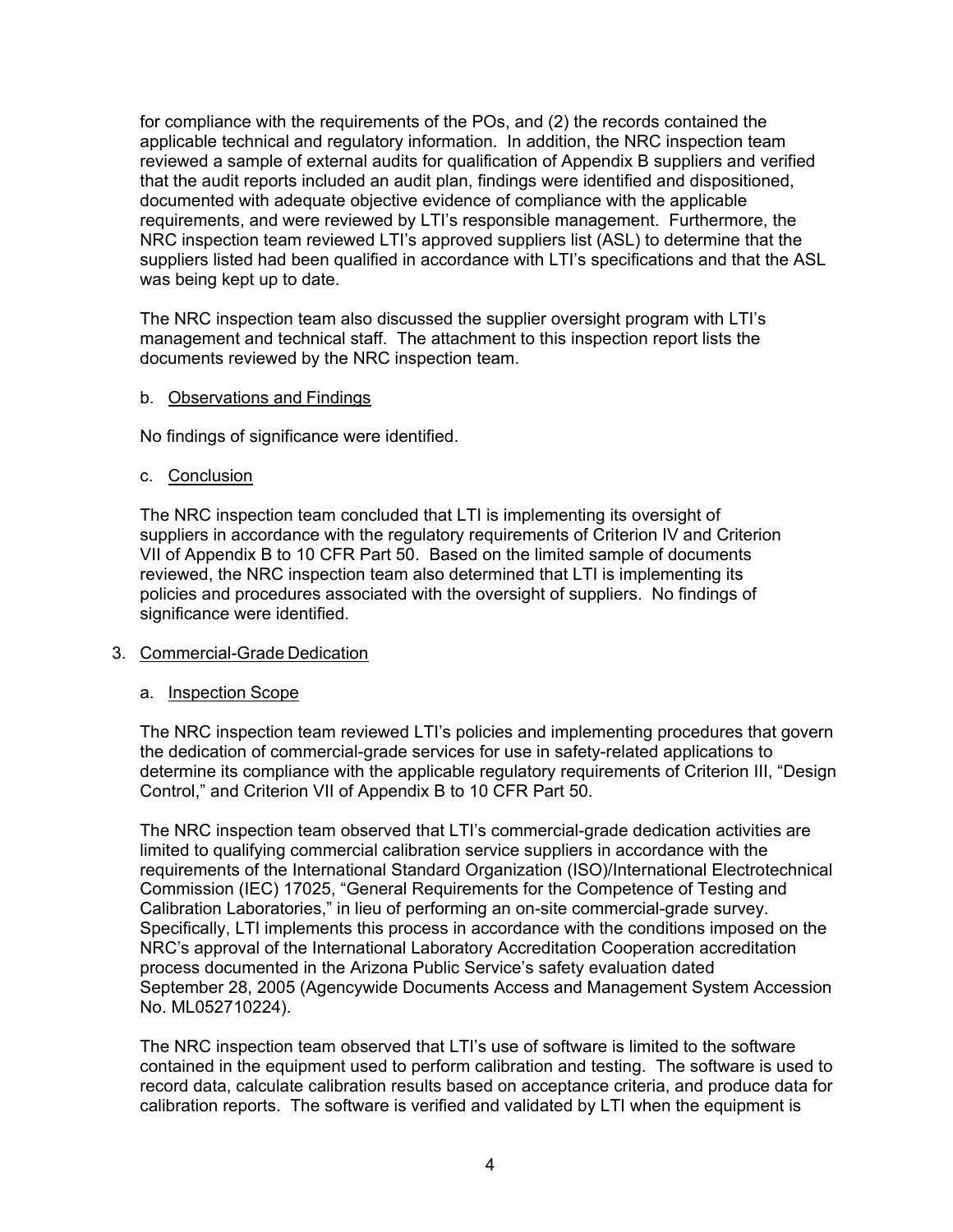for compliance with the requirements of the POs, and (2) the records contained the applicable technical and regulatory information. In addition, the NRC inspection team reviewed a sample of external audits for qualification of Appendix B suppliers and verified that the audit reports included an audit plan, findings were identified and dispositioned, documented with adequate objective evidence of compliance with the applicable requirements, and were reviewed by LTI's responsible management. Furthermore, the NRC inspection team reviewed LTI's approved suppliers list (ASL) to determine that the suppliers listed had been qualified in accordance with LTI's specifications and that the ASL was being kept up to date.

The NRC inspection team also discussed the supplier oversight program with LTI's management and technical staff. The attachment to this inspection report lists the documents reviewed by the NRC inspection team.

b. Observations and Findings

No findings of significance were identified.

c. Conclusion

The NRC inspection team concluded that LTI is implementing its oversight of suppliers in accordance with the regulatory requirements of Criterion IV and Criterion VII of Appendix B to 10 CFR Part 50. Based on the limited sample of documents reviewed, the NRC inspection team also determined that LTI is implementing its policies and procedures associated with the oversight of suppliers. No findings of significance were identified.

3. Commercial-Grade Dedication

a. Inspection Scope

The NRC inspection team reviewed LTI's policies and implementing procedures that govern the dedication of commercial-grade services for use in safety-related applications to determine its compliance with the applicable regulatory requirements of Criterion III, "Design Control," and Criterion VII of Appendix B to 10 CFR Part 50.

The NRC inspection team observed that LTI's commercial-grade dedication activities are limited to qualifying commercial calibration service suppliers in accordance with the requirements of the International Standard Organization (ISO)/International Electrotechnical Commission (IEC) 17025, "General Requirements for the Competence of Testing and Calibration Laboratories," in lieu of performing an on-site commercial-grade survey. Specifically, LTI implements this process in accordance with the conditions imposed on the NRC's approval of the International Laboratory Accreditation Cooperation accreditation process documented in the Arizona Public Service's safety evaluation dated September 28, 2005 (Agencywide Documents Access and Management System Accession No. ML052710224).

The NRC inspection team observed that LTI's use of software is limited to the software contained in the equipment used to perform calibration and testing. The software is used to record data, calculate calibration results based on acceptance criteria, and produce data for calibration reports. The software is verified and validated by LTI when the equipment is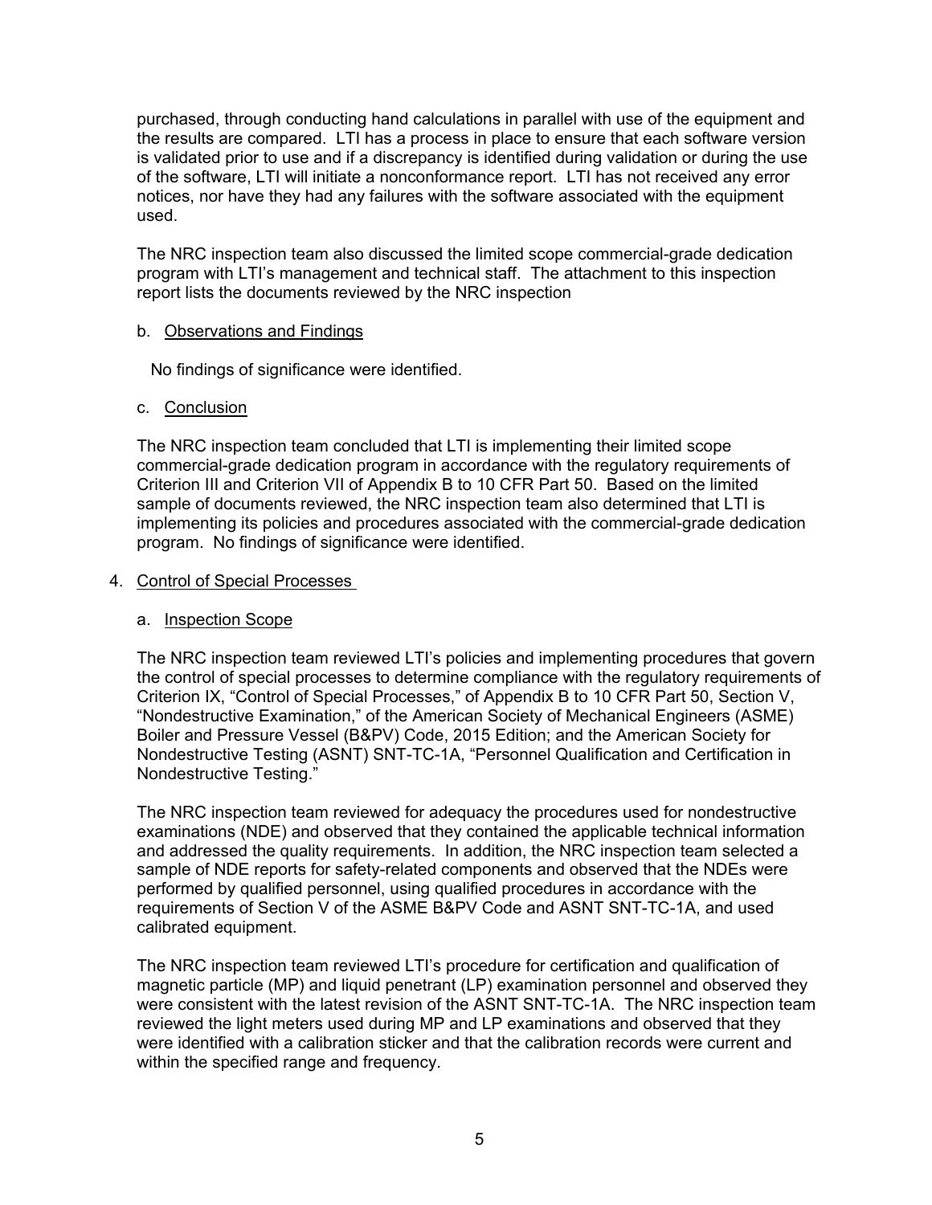purchased, through conducting hand calculations in parallel with use of the equipment and the results are compared. LTI has a process in place to ensure that each software version is validated prior to use and if a discrepancy is identified during validation or during the use of the software, LTI will initiate a nonconformance report. LTI has not received any error notices, nor have they had any failures with the software associated with the equipment used.

The NRC inspection team also discussed the limited scope commercial-grade dedication program with LTI's management and technical staff. The attachment to this inspection report lists the documents reviewed by the NRC inspection

b. Observations and Findings

No findings of significance were identified.

c. Conclusion

The NRC inspection team concluded that LTI is implementing their limited scope commercial-grade dedication program in accordance with the regulatory requirements of Criterion III and Criterion VII of Appendix B to 10 CFR Part 50. Based on the limited sample of documents reviewed, the NRC inspection team also determined that LTI is implementing its policies and procedures associated with the commercial-grade dedication program. No findings of significance were identified.

4. Control of Special Processes

a. Inspection Scope

The NRC inspection team reviewed LTI's policies and implementing procedures that govern the control of special processes to determine compliance with the regulatory requirements of Criterion IX, "Control of Special Processes," of Appendix B to 10 CFR Part 50, Section V, "Nondestructive Examination," of the American Society of Mechanical Engineers (ASME) Boiler and Pressure Vessel (B&PV) Code, 2015 Edition; and the American Society for Nondestructive Testing (ASNT) SNT-TC-1A, "Personnel Qualification and Certification in Nondestructive Testing."

The NRC inspection team reviewed for adequacy the procedures used for nondestructive examinations (NDE) and observed that they contained the applicable technical information and addressed the quality requirements. In addition, the NRC inspection team selected a sample of NDE reports for safety-related components and observed that the NDEs were performed by qualified personnel, using qualified procedures in accordance with the requirements of Section V of the ASME B&PV Code and ASNT SNT-TC-1A, and used calibrated equipment.

The NRC inspection team reviewed LTI's procedure for certification and qualification of magnetic particle (MP) and liquid penetrant (LP) examination personnel and observed they were consistent with the latest revision of the ASNT SNT-TC-1A. The NRC inspection team reviewed the light meters used during MP and LP examinations and observed that they were identified with a calibration sticker and that the calibration records were current and within the specified range and frequency.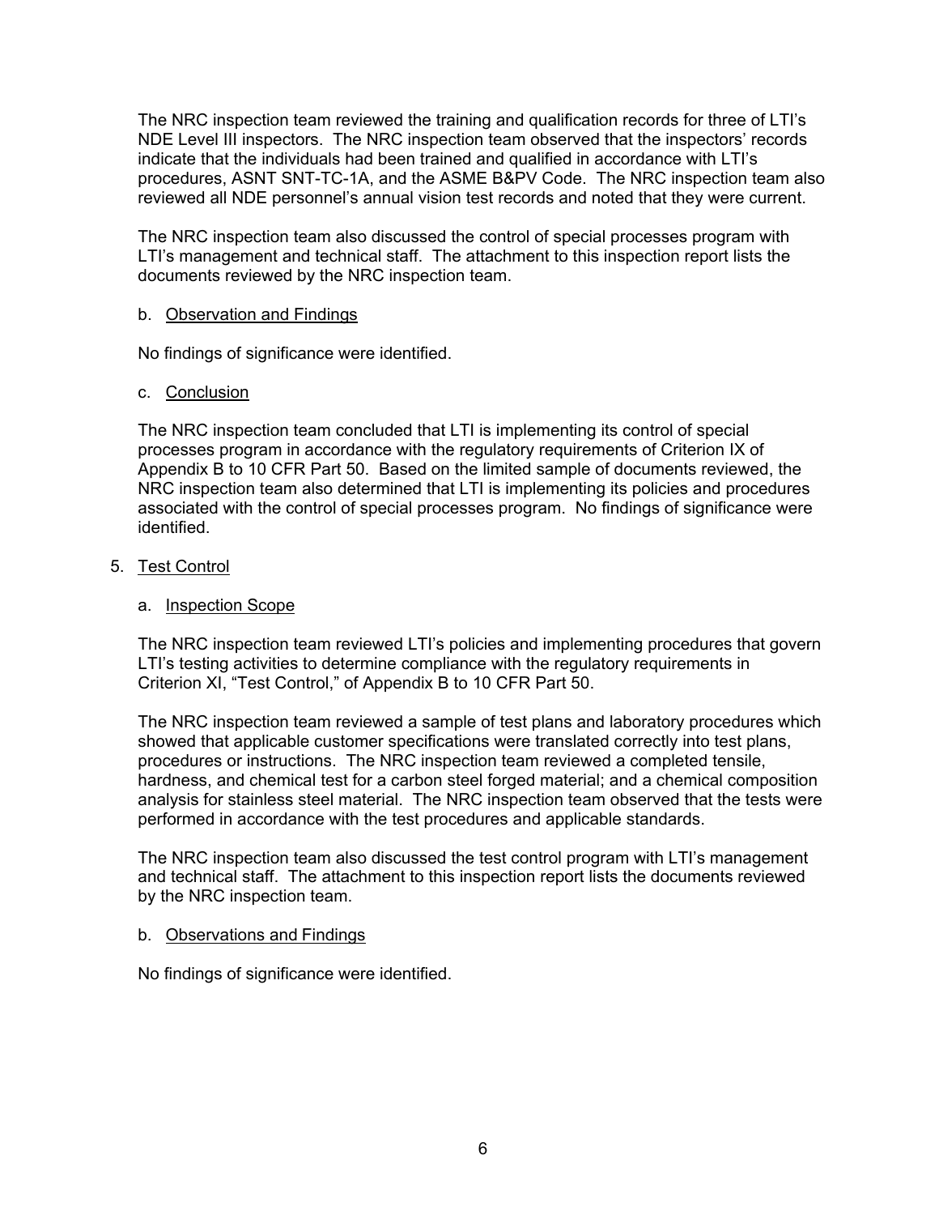The NRC inspection team reviewed the training and qualification records for three of LTI's NDE Level III inspectors. The NRC inspection team observed that the inspectors' records indicate that the individuals had been trained and qualified in accordance with LTI's procedures, ASNT SNT-TC-1A, and the ASME B&PV Code. The NRC inspection team also reviewed all NDE personnel's annual vision test records and noted that they were current.

The NRC inspection team also discussed the control of special processes program with LTI's management and technical staff. The attachment to this inspection report lists the documents reviewed by the NRC inspection team.

b. Observation and Findings

No findings of significance were identified.

c. Conclusion

The NRC inspection team concluded that LTI is implementing its control of special processes program in accordance with the regulatory requirements of Criterion IX of Appendix B to 10 CFR Part 50. Based on the limited sample of documents reviewed, the NRC inspection team also determined that LTI is implementing its policies and procedures associated with the control of special processes program. No findings of significance were identified.

5. Test Control

a. Inspection Scope

The NRC inspection team reviewed LTI's policies and implementing procedures that govern LTI's testing activities to determine compliance with the regulatory requirements in Criterion XI, "Test Control," of Appendix B to 10 CFR Part 50.

The NRC inspection team reviewed a sample of test plans and laboratory procedures which showed that applicable customer specifications were translated correctly into test plans, procedures or instructions. The NRC inspection team reviewed a completed tensile, hardness, and chemical test for a carbon steel forged material; and a chemical composition analysis for stainless steel material. The NRC inspection team observed that the tests were performed in accordance with the test procedures and applicable standards.

The NRC inspection team also discussed the test control program with LTI's management and technical staff. The attachment to this inspection report lists the documents reviewed by the NRC inspection team.

b. Observations and Findings

No findings of significance were identified.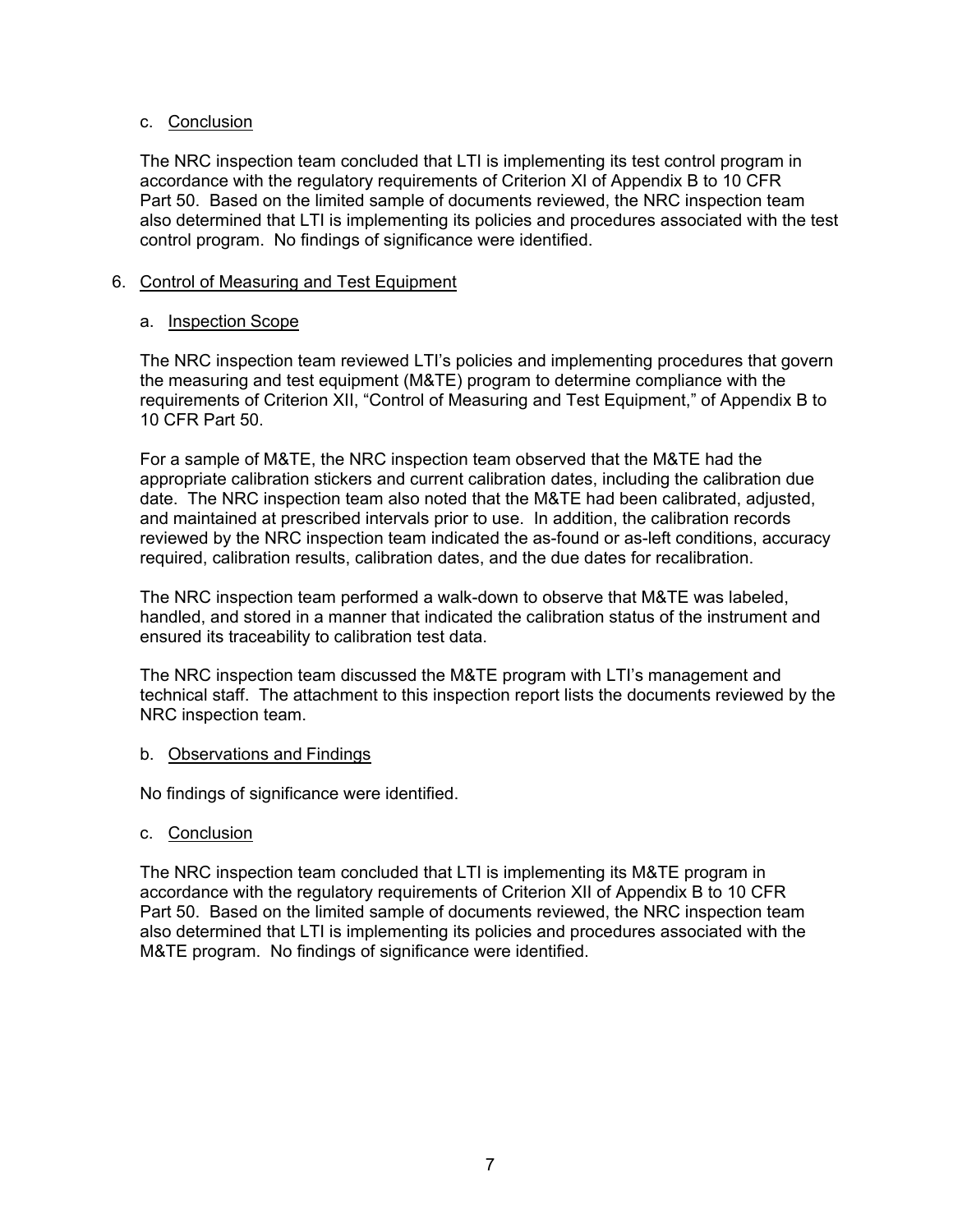c. Conclusion

The NRC inspection team concluded that LTI is implementing its test control program in accordance with the regulatory requirements of Criterion XI of Appendix B to 10 CFR Part 50. Based on the limited sample of documents reviewed, the NRC inspection team also determined that LTI is implementing its policies and procedures associated with the test control program. No findings of significance were identified.

## 6. Control of Measuring and Test Equipment

a. Inspection Scope

The NRC inspection team reviewed LTI's policies and implementing procedures that govern the measuring and test equipment (M&TE) program to determine compliance with the requirements of Criterion XII, "Control of Measuring and Test Equipment," of Appendix B to 10 CFR Part 50.

For a sample of M&TE, the NRC inspection team observed that the M&TE had the appropriate calibration stickers and current calibration dates, including the calibration due date. The NRC inspection team also noted that the M&TE had been calibrated, adjusted, and maintained at prescribed intervals prior to use. In addition, the calibration records reviewed by the NRC inspection team indicated the as-found or as-left conditions, accuracy required, calibration results, calibration dates, and the due dates for recalibration.

The NRC inspection team performed a walk-down to observe that M&TE was labeled, handled, and stored in a manner that indicated the calibration status of the instrument and ensured its traceability to calibration test data.

The NRC inspection team discussed the M&TE program with LTI's management and technical staff. The attachment to this inspection report lists the documents reviewed by the NRC inspection team.

b. Observations and Findings

No findings of significance were identified.

c. Conclusion

The NRC inspection team concluded that LTI is implementing its M&TE program in accordance with the regulatory requirements of Criterion XII of Appendix B to 10 CFR Part 50. Based on the limited sample of documents reviewed, the NRC inspection team also determined that LTI is implementing its policies and procedures associated with the M&TE program. No findings of significance were identified.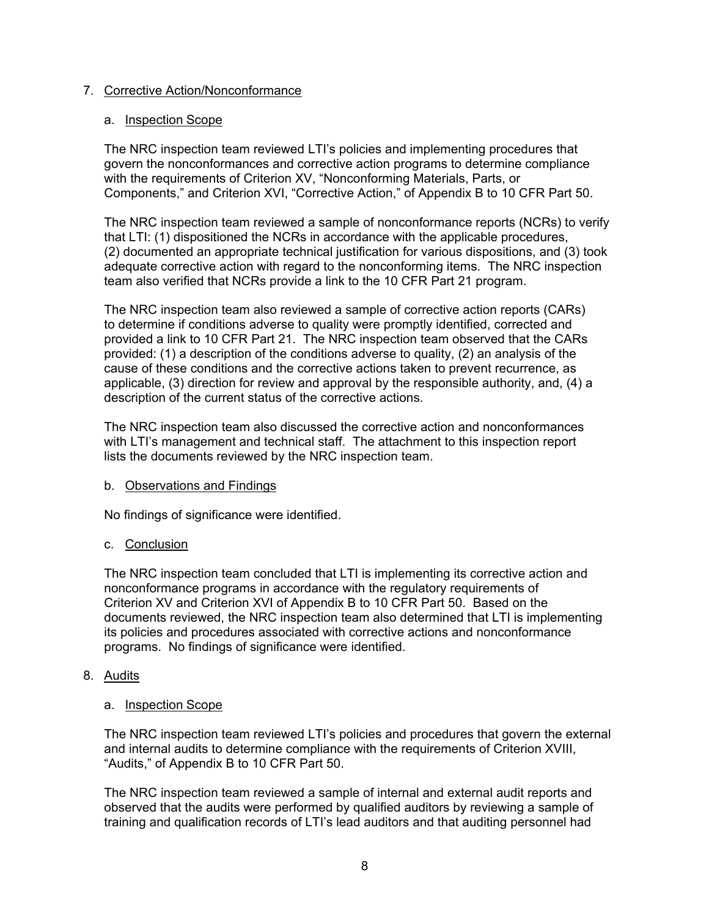7. Corrective Action/Nonconformance

   a. Inspection Scope

   The NRC inspection team reviewed LTI's policies and implementing procedures that govern the nonconformances and corrective action programs to determine compliance with the requirements of Criterion XV, "Nonconforming Materials, Parts, or Components," and Criterion XVI, "Corrective Action," of Appendix B to 10 CFR Part 50.

   The NRC inspection team reviewed a sample of nonconformance reports (NCRs) to verify that LTI: (1) dispositioned the NCRs in accordance with the applicable procedures, (2) documented an appropriate technical justification for various dispositions, and (3) took adequate corrective action with regard to the nonconforming items. The NRC inspection team also verified that NCRs provide a link to the 10 CFR Part 21 program.

   The NRC inspection team also reviewed a sample of corrective action reports (CARs) to determine if conditions adverse to quality were promptly identified, corrected and provided a link to 10 CFR Part 21. The NRC inspection team observed that the CARs provided: (1) a description of the conditions adverse to quality, (2) an analysis of the cause of these conditions and the corrective actions taken to prevent recurrence, as applicable, (3) direction for review and approval by the responsible authority, and, (4) a description of the current status of the corrective actions.

   The NRC inspection team also discussed the corrective action and nonconformances with LTI's management and technical staff. The attachment to this inspection report lists the documents reviewed by the NRC inspection team.

   b. Observations and Findings

   No findings of significance were identified.

   c. Conclusion

   The NRC inspection team concluded that LTI is implementing its corrective action and nonconformance programs in accordance with the regulatory requirements of Criterion XV and Criterion XVI of Appendix B to 10 CFR Part 50. Based on the documents reviewed, the NRC inspection team also determined that LTI is implementing its policies and procedures associated with corrective actions and nonconformance programs. No findings of significance were identified.

8. Audits

   a. Inspection Scope

   The NRC inspection team reviewed LTI's policies and procedures that govern the external and internal audits to determine compliance with the requirements of Criterion XVIII, "Audits," of Appendix B to 10 CFR Part 50.

   The NRC inspection team reviewed a sample of internal and external audit reports and observed that the audits were performed by qualified auditors by reviewing a sample of training and qualification records of LTI's lead auditors and that auditing personnel had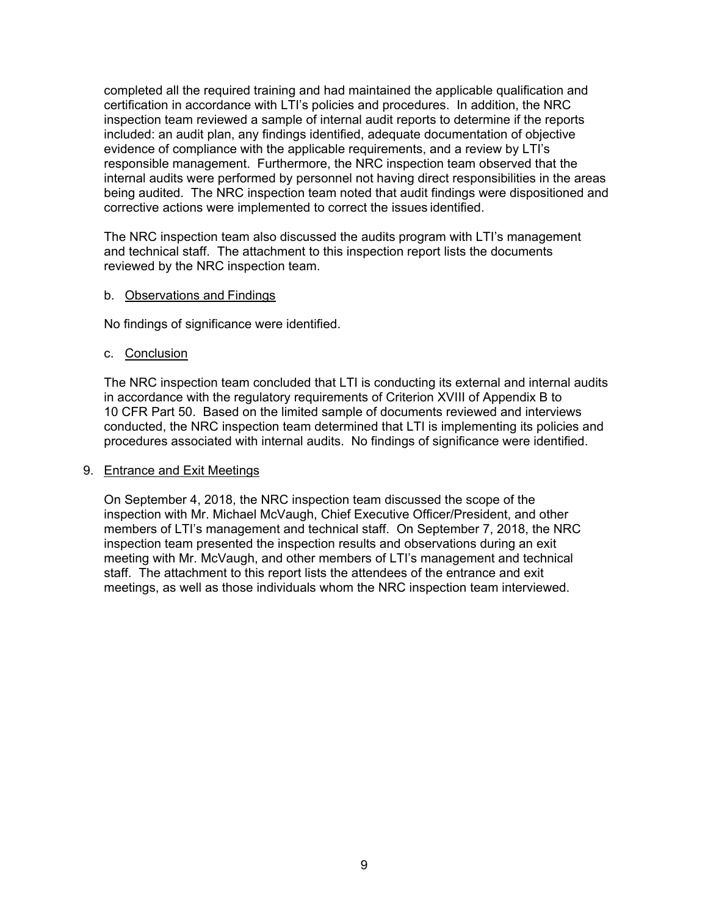completed all the required training and had maintained the applicable qualification and certification in accordance with LTI's policies and procedures. In addition, the NRC inspection team reviewed a sample of internal audit reports to determine if the reports included: an audit plan, any findings identified, adequate documentation of objective evidence of compliance with the applicable requirements, and a review by LTI's responsible management. Furthermore, the NRC inspection team observed that the internal audits were performed by personnel not having direct responsibilities in the areas being audited. The NRC inspection team noted that audit findings were dispositioned and corrective actions were implemented to correct the issues identified.

The NRC inspection team also discussed the audits program with LTI's management and technical staff. The attachment to this inspection report lists the documents reviewed by the NRC inspection team.

b. Observations and Findings

No findings of significance were identified.

c. Conclusion

The NRC inspection team concluded that LTI is conducting its external and internal audits in accordance with the regulatory requirements of Criterion XVIII of Appendix B to 10 CFR Part 50. Based on the limited sample of documents reviewed and interviews conducted, the NRC inspection team determined that LTI is implementing its policies and procedures associated with internal audits. No findings of significance were identified.

## 9. Entrance and Exit Meetings

On September 4, 2018, the NRC inspection team discussed the scope of the inspection with Mr. Michael McVaugh, Chief Executive Officer/President, and other members of LTI's management and technical staff. On September 7, 2018, the NRC inspection team presented the inspection results and observations during an exit meeting with Mr. McVaugh, and other members of LTI's management and technical staff. The attachment to this report lists the attendees of the entrance and exit meetings, as well as those individuals whom the NRC inspection team interviewed.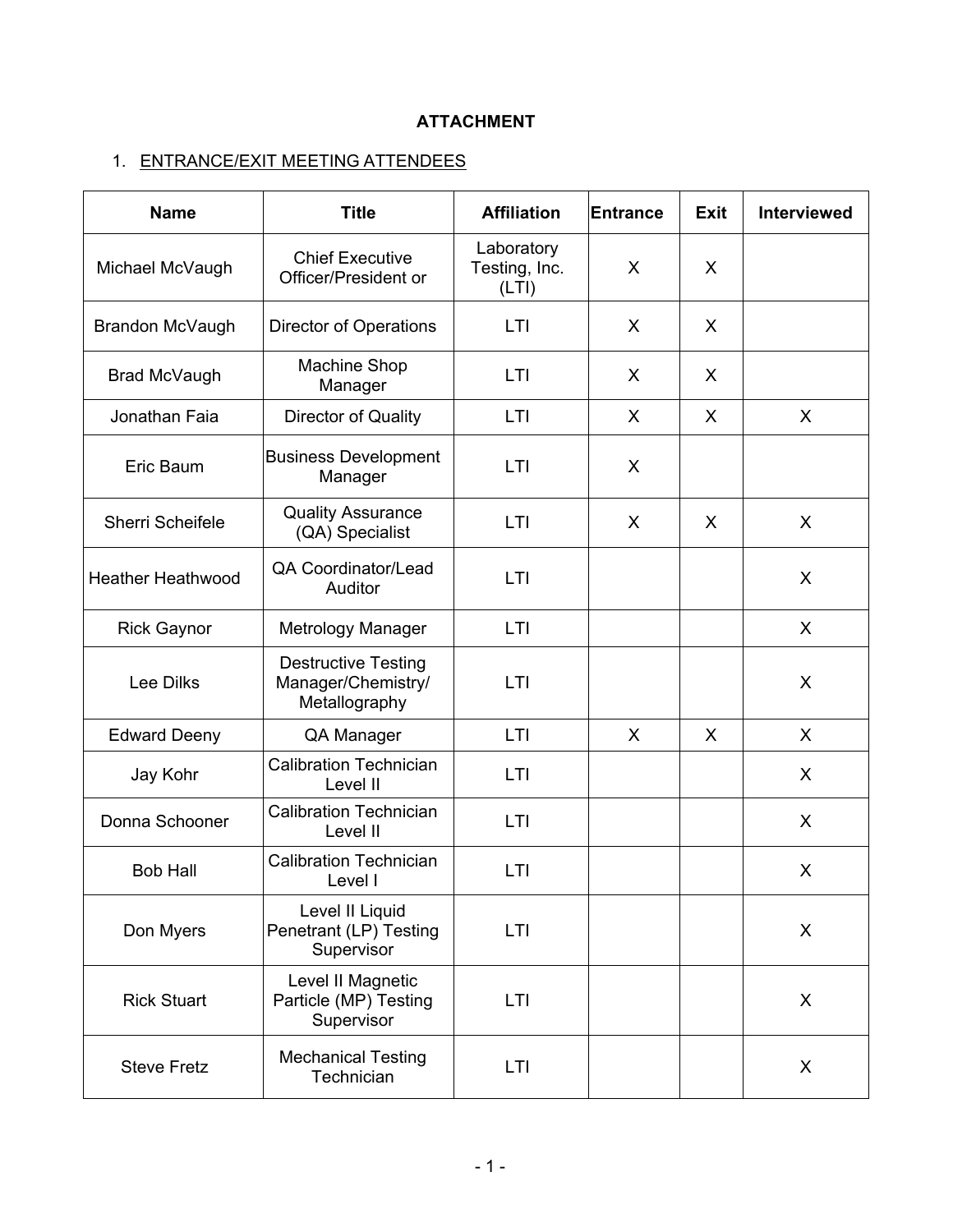**ATTACHMENT**

1. ENTRANCE/EXIT MEETING ATTENDEES

| Name | Title | Affiliation | Entrance | Exit | Interviewed |
|---|---|---|---|---|---|
| Michael McVaugh | Chief Executive Officer/President or | Laboratory Testing, Inc. (LTI) | X | X | |
| Brandon McVaugh | Director of Operations | LTI | X | X | |
| Brad McVaugh | Machine Shop Manager | LTI | X | X | |
| Jonathan Faia | Director of Quality | LTI | X | X | X |
| Eric Baum | Business Development Manager | LTI | X | | |
| Sherri Scheifele | Quality Assurance (QA) Specialist | LTI | X | X | X |
| Heather Heathwood | QA Coordinator/Lead Auditor | LTI | | | X |
| Rick Gaynor | Metrology Manager | LTI | | | X |
| Lee Dilks | Destructive Testing Manager/Chemistry/ Metallography | LTI | | | X |
| Edward Deeny | QA Manager | LTI | X | X | X |
| Jay Kohr | Calibration Technician Level II | LTI | | | X |
| Donna Schooner | Calibration Technician Level II | LTI | | | X |
| Bob Hall | Calibration Technician Level I | LTI | | | X |
| Don Myers | Level II Liquid Penetrant (LP) Testing Supervisor | LTI | | | X |
| Rick Stuart | Level II Magnetic Particle (MP) Testing Supervisor | LTI | | | X |
| Steve Fretz | Mechanical Testing Technician | LTI | | | X |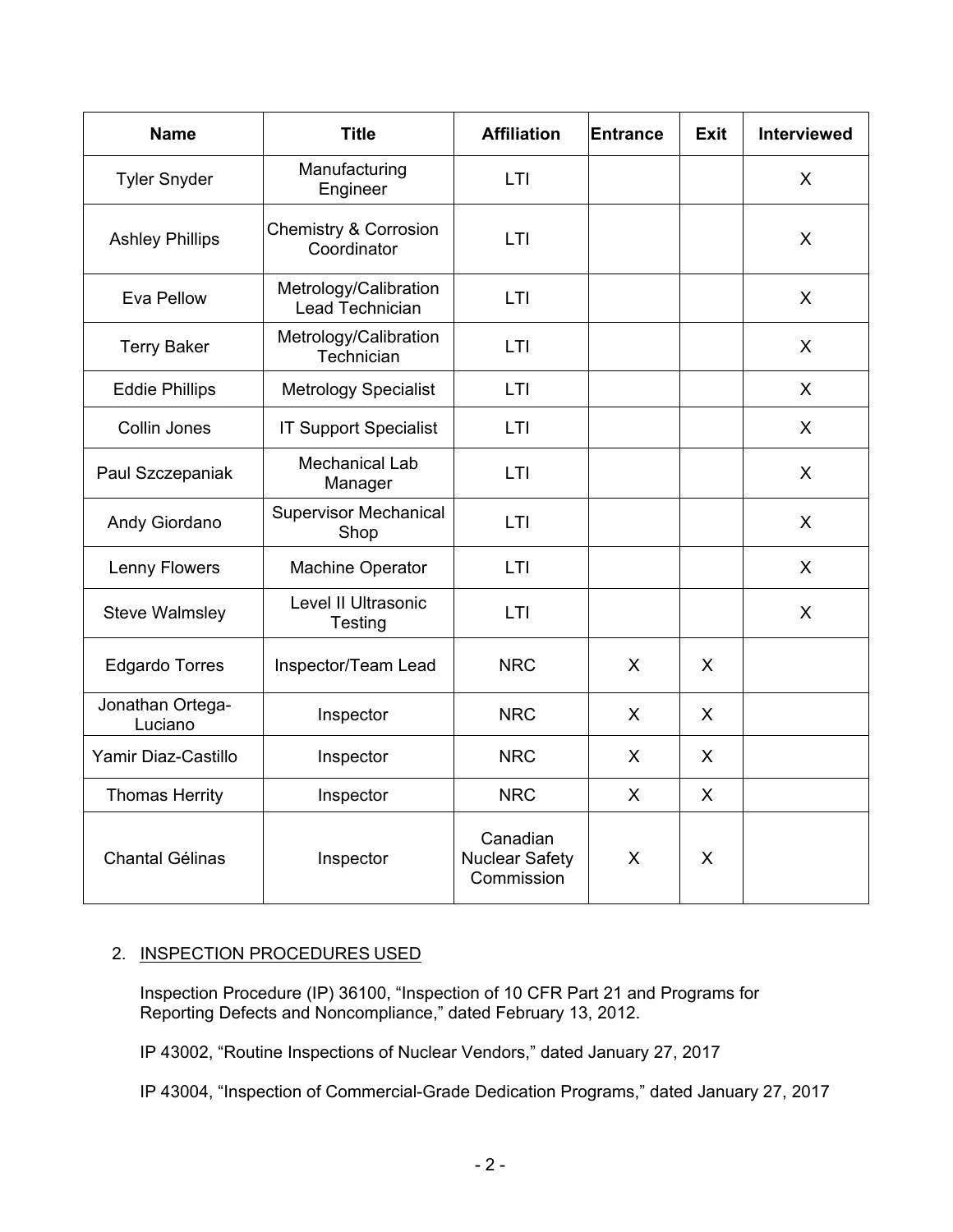| Name | Title | Affiliation | Entrance | Exit | Interviewed |
|---|---|---|---|---|---|
| Tyler Snyder | Manufacturing Engineer | LTI | | | X |
| Ashley Phillips | Chemistry & Corrosion Coordinator | LTI | | | X |
| Eva Pellow | Metrology/Calibration Lead Technician | LTI | | | X |
| Terry Baker | Metrology/Calibration Technician | LTI | | | X |
| Eddie Phillips | Metrology Specialist | LTI | | | X |
| Collin Jones | IT Support Specialist | LTI | | | X |
| Paul Szczepaniak | Mechanical Lab Manager | LTI | | | X |
| Andy Giordano | Supervisor Mechanical Shop | LTI | | | X |
| Lenny Flowers | Machine Operator | LTI | | | X |
| Steve Walmsley | Level II Ultrasonic Testing | LTI | | | X |
| Edgardo Torres | Inspector/Team Lead | NRC | X | X | |
| Jonathan Ortega-Luciano | Inspector | NRC | X | X | |
| Yamir Diaz-Castillo | Inspector | NRC | X | X | |
| Thomas Herrity | Inspector | NRC | X | X | |
| Chantal Gélinas | Inspector | Canadian Nuclear Safety Commission | X | X | |

2. INSPECTION PROCEDURES USED

Inspection Procedure (IP) 36100, "Inspection of 10 CFR Part 21 and Programs for Reporting Defects and Noncompliance," dated February 13, 2012.

IP 43002, "Routine Inspections of Nuclear Vendors," dated January 27, 2017

IP 43004, "Inspection of Commercial-Grade Dedication Programs," dated January 27, 2017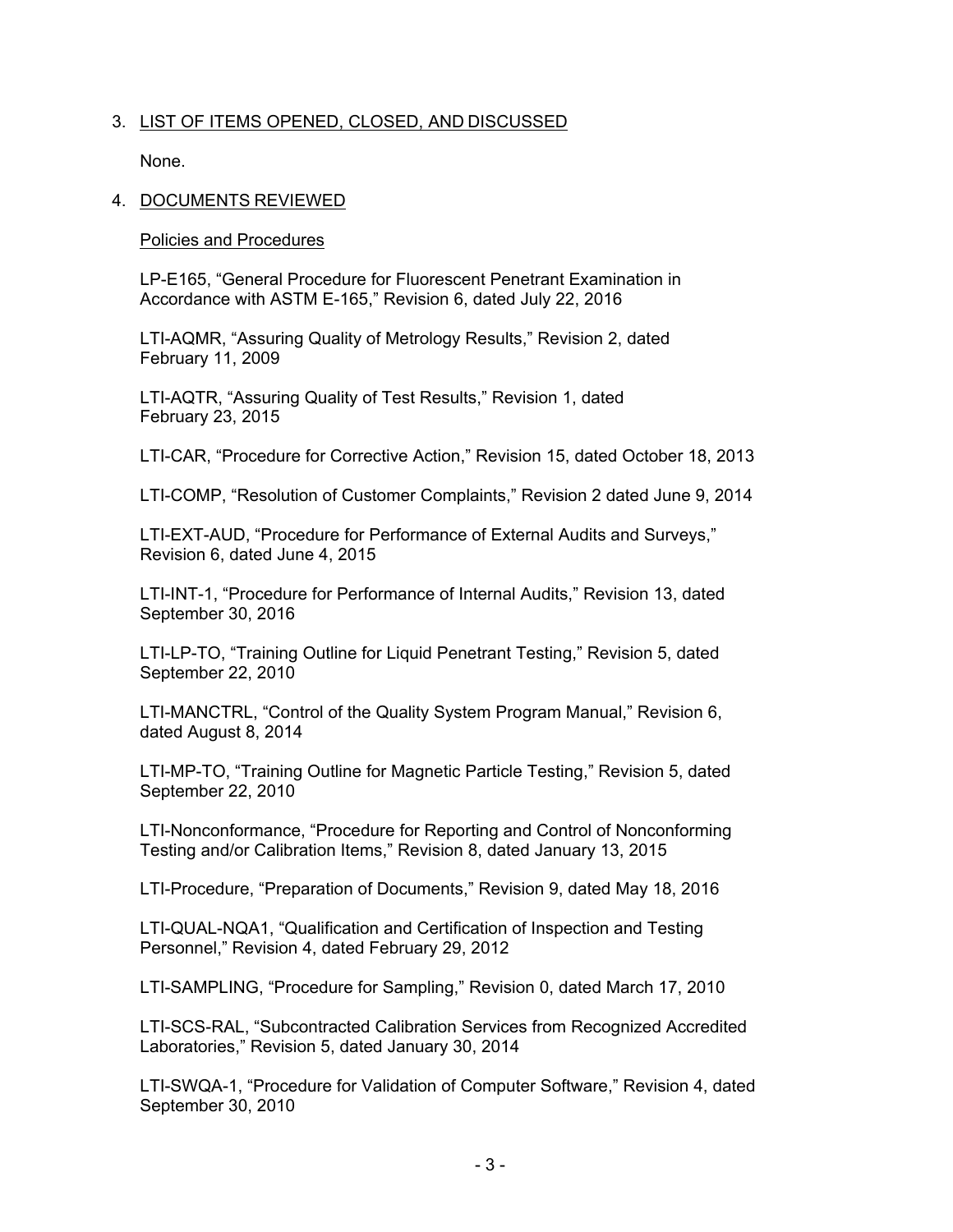3. LIST OF ITEMS OPENED, CLOSED, AND DISCUSSED

None.

4. DOCUMENTS REVIEWED

Policies and Procedures

LP-E165, "General Procedure for Fluorescent Penetrant Examination in Accordance with ASTM E-165," Revision 6, dated July 22, 2016

LTI-AQMR, "Assuring Quality of Metrology Results," Revision 2, dated February 11, 2009

LTI-AQTR, "Assuring Quality of Test Results," Revision 1, dated February 23, 2015

LTI-CAR, "Procedure for Corrective Action," Revision 15, dated October 18, 2013

LTI-COMP, "Resolution of Customer Complaints," Revision 2 dated June 9, 2014

LTI-EXT-AUD, "Procedure for Performance of External Audits and Surveys," Revision 6, dated June 4, 2015

LTI-INT-1, "Procedure for Performance of Internal Audits," Revision 13, dated September 30, 2016

LTI-LP-TO, "Training Outline for Liquid Penetrant Testing," Revision 5, dated September 22, 2010

LTI-MANCTRL, "Control of the Quality System Program Manual," Revision 6, dated August 8, 2014

LTI-MP-TO, "Training Outline for Magnetic Particle Testing," Revision 5, dated September 22, 2010

LTI-Nonconformance, "Procedure for Reporting and Control of Nonconforming Testing and/or Calibration Items," Revision 8, dated January 13, 2015

LTI-Procedure, "Preparation of Documents," Revision 9, dated May 18, 2016

LTI-QUAL-NQA1, "Qualification and Certification of Inspection and Testing Personnel," Revision 4, dated February 29, 2012

LTI-SAMPLING, "Procedure for Sampling," Revision 0, dated March 17, 2010

LTI-SCS-RAL, "Subcontracted Calibration Services from Recognized Accredited Laboratories," Revision 5, dated January 30, 2014

LTI-SWQA-1, "Procedure for Validation of Computer Software," Revision 4, dated September 30, 2010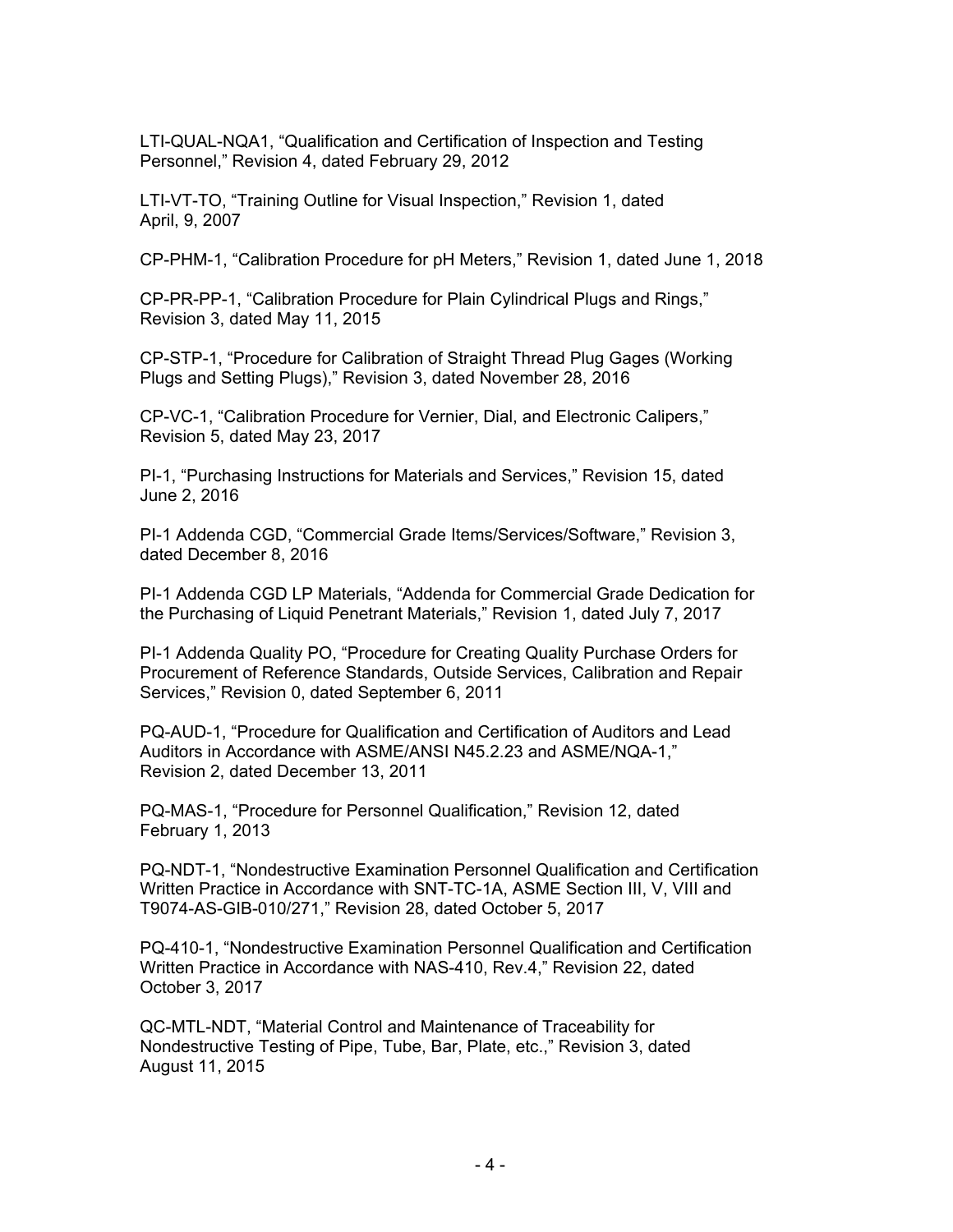LTI-QUAL-NQA1, “Qualification and Certification of Inspection and Testing Personnel,” Revision 4, dated February 29, 2012

LTI-VT-TO, “Training Outline for Visual Inspection,” Revision 1, dated April, 9, 2007

CP-PHM-1, “Calibration Procedure for pH Meters,” Revision 1, dated June 1, 2018

CP-PR-PP-1, “Calibration Procedure for Plain Cylindrical Plugs and Rings,” Revision 3, dated May 11, 2015

CP-STP-1, “Procedure for Calibration of Straight Thread Plug Gages (Working Plugs and Setting Plugs),” Revision 3, dated November 28, 2016

CP-VC-1, “Calibration Procedure for Vernier, Dial, and Electronic Calipers,” Revision 5, dated May 23, 2017

PI-1, “Purchasing Instructions for Materials and Services,” Revision 15, dated June 2, 2016

PI-1 Addenda CGD, “Commercial Grade Items/Services/Software,” Revision 3, dated December 8, 2016

PI-1 Addenda CGD LP Materials, “Addenda for Commercial Grade Dedication for the Purchasing of Liquid Penetrant Materials,” Revision 1, dated July 7, 2017

PI-1 Addenda Quality PO, “Procedure for Creating Quality Purchase Orders for Procurement of Reference Standards, Outside Services, Calibration and Repair Services,” Revision 0, dated September 6, 2011

PQ-AUD-1, “Procedure for Qualification and Certification of Auditors and Lead Auditors in Accordance with ASME/ANSI N45.2.23 and ASME/NQA-1,” Revision 2, dated December 13, 2011

PQ-MAS-1, “Procedure for Personnel Qualification,” Revision 12, dated February 1, 2013

PQ-NDT-1, “Nondestructive Examination Personnel Qualification and Certification Written Practice in Accordance with SNT-TC-1A, ASME Section III, V, VIII and T9074-AS-GIB-010/271,” Revision 28, dated October 5, 2017

PQ-410-1, “Nondestructive Examination Personnel Qualification and Certification Written Practice in Accordance with NAS-410, Rev.4,” Revision 22, dated October 3, 2017

QC-MTL-NDT, “Material Control and Maintenance of Traceability for Nondestructive Testing of Pipe, Tube, Bar, Plate, etc.,” Revision 3, dated August 11, 2015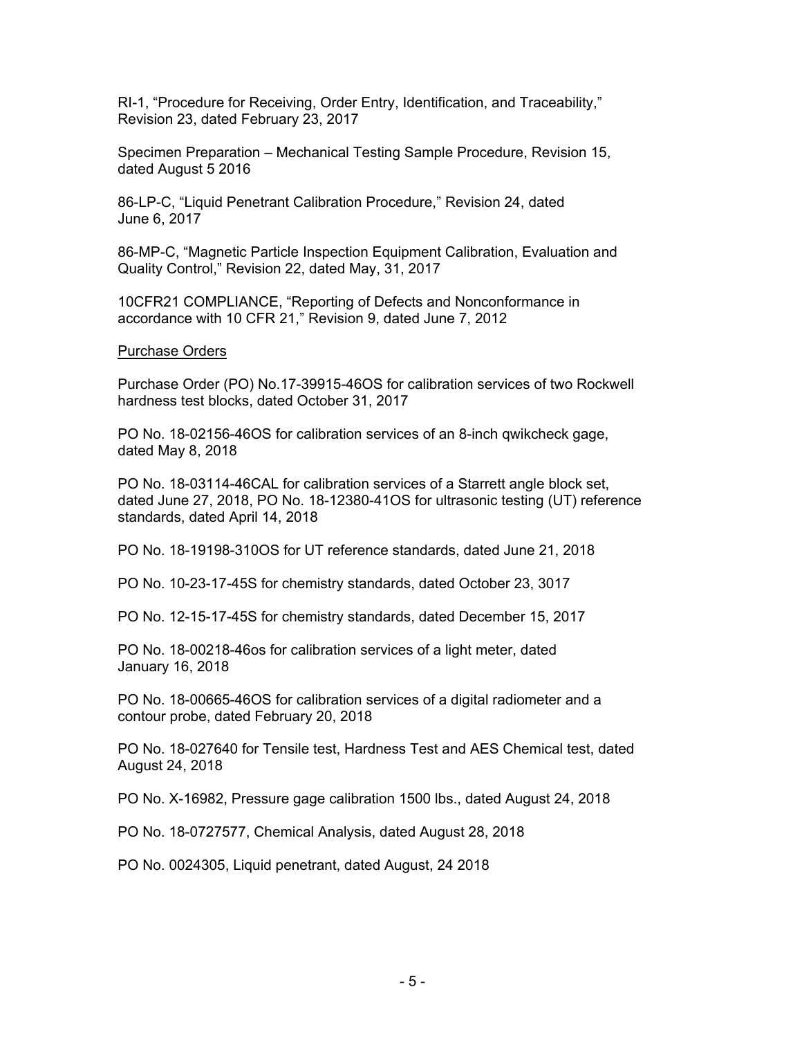RI-1, "Procedure for Receiving, Order Entry, Identification, and Traceability," Revision 23, dated February 23, 2017

Specimen Preparation – Mechanical Testing Sample Procedure, Revision 15, dated August 5 2016

86-LP-C, "Liquid Penetrant Calibration Procedure," Revision 24, dated June 6, 2017

86-MP-C, "Magnetic Particle Inspection Equipment Calibration, Evaluation and Quality Control," Revision 22, dated May, 31, 2017

10CFR21 COMPLIANCE, "Reporting of Defects and Nonconformance in accordance with 10 CFR 21," Revision 9, dated June 7, 2012

Purchase Orders

Purchase Order (PO) No.17-39915-46OS for calibration services of two Rockwell hardness test blocks, dated October 31, 2017

PO No. 18-02156-46OS for calibration services of an 8-inch qwikcheck gage, dated May 8, 2018

PO No. 18-03114-46CAL for calibration services of a Starrett angle block set, dated June 27, 2018, PO No. 18-12380-41OS for ultrasonic testing (UT) reference standards, dated April 14, 2018

PO No. 18-19198-310OS for UT reference standards, dated June 21, 2018

PO No. 10-23-17-45S for chemistry standards, dated October 23, 3017

PO No. 12-15-17-45S for chemistry standards, dated December 15, 2017

PO No. 18-00218-46os for calibration services of a light meter, dated January 16, 2018

PO No. 18-00665-46OS for calibration services of a digital radiometer and a contour probe, dated February 20, 2018

PO No. 18-027640 for Tensile test, Hardness Test and AES Chemical test, dated August 24, 2018

PO No. X-16982, Pressure gage calibration 1500 lbs., dated August 24, 2018

PO No. 18-0727577, Chemical Analysis, dated August 28, 2018

PO No. 0024305, Liquid penetrant, dated August, 24 2018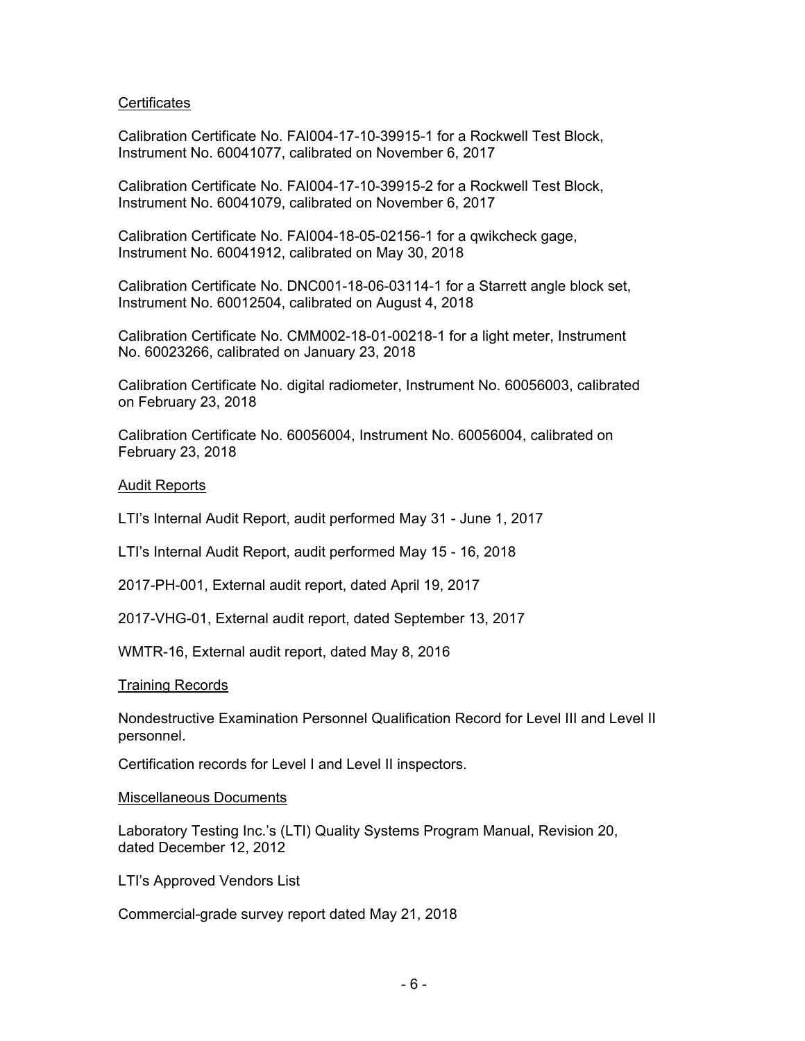Certificates

Calibration Certificate No. FAI004-17-10-39915-1 for a Rockwell Test Block, Instrument No. 60041077, calibrated on November 6, 2017

Calibration Certificate No. FAI004-17-10-39915-2 for a Rockwell Test Block, Instrument No. 60041079, calibrated on November 6, 2017

Calibration Certificate No. FAI004-18-05-02156-1 for a qwikcheck gage, Instrument No. 60041912, calibrated on May 30, 2018

Calibration Certificate No. DNC001-18-06-03114-1 for a Starrett angle block set, Instrument No. 60012504, calibrated on August 4, 2018

Calibration Certificate No. CMM002-18-01-00218-1 for a light meter, Instrument No. 60023266, calibrated on January 23, 2018

Calibration Certificate No. digital radiometer, Instrument No. 60056003, calibrated on February 23, 2018

Calibration Certificate No. 60056004, Instrument No. 60056004, calibrated on February 23, 2018

Audit Reports

LTI's Internal Audit Report, audit performed May 31 - June 1, 2017

LTI's Internal Audit Report, audit performed May 15 - 16, 2018

2017-PH-001, External audit report, dated April 19, 2017

2017-VHG-01, External audit report, dated September 13, 2017

WMTR-16, External audit report, dated May 8, 2016

Training Records

Nondestructive Examination Personnel Qualification Record for Level III and Level II personnel.

Certification records for Level I and Level II inspectors.

Miscellaneous Documents

Laboratory Testing Inc.'s (LTI) Quality Systems Program Manual, Revision 20, dated December 12, 2012

LTI's Approved Vendors List

Commercial-grade survey report dated May 21, 2018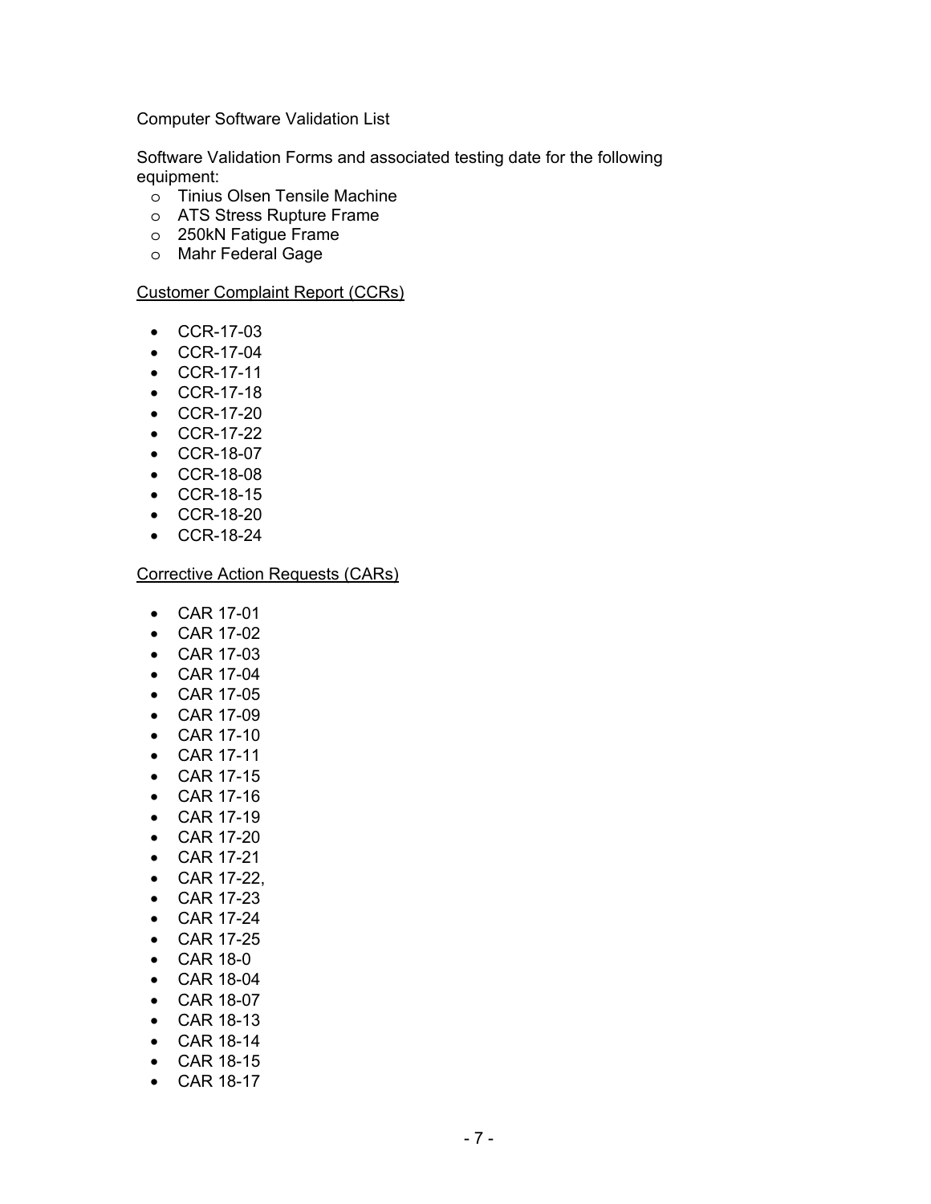Computer Software Validation List

Software Validation Forms and associated testing date for the following equipment:

- Tinius Olsen Tensile Machine
- ATS Stress Rupture Frame
- 250kN Fatigue Frame
- Mahr Federal Gage

<u>Customer Complaint Report (CCRs)</u>

- CCR-17-03
- CCR-17-04
- CCR-17-11
- CCR-17-18
- CCR-17-20
- CCR-17-22
- CCR-18-07
- CCR-18-08
- CCR-18-15
- CCR-18-20
- CCR-18-24

<u>Corrective Action Requests (CARs)</u>

- CAR 17-01
- CAR 17-02
- CAR 17-03
- CAR 17-04
- CAR 17-05
- CAR 17-09
- CAR 17-10
- CAR 17-11
- CAR 17-15
- CAR 17-16
- CAR 17-19
- CAR 17-20
- CAR 17-21
- CAR 17-22,
- CAR 17-23
- CAR 17-24
- CAR 17-25
- CAR 18-0
- CAR 18-04
- CAR 18-07
- CAR 18-13
- CAR 18-14
- CAR 18-15
- CAR 18-17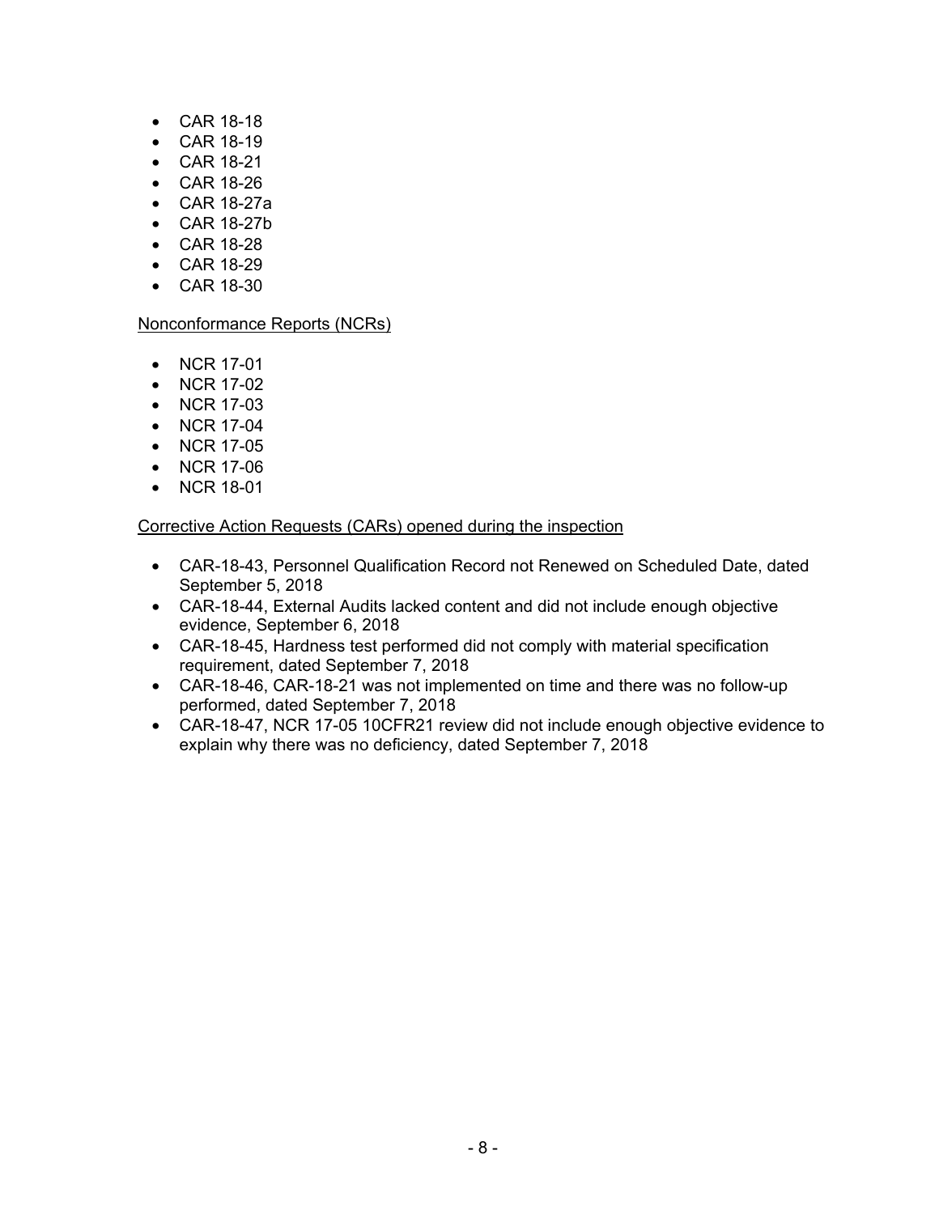- CAR 18-18
- CAR 18-19
- CAR 18-21
- CAR 18-26
- CAR 18-27a
- CAR 18-27b
- CAR 18-28
- CAR 18-29
- CAR 18-30

Nonconformance Reports (NCRs)

- NCR 17-01
- NCR 17-02
- NCR 17-03
- NCR 17-04
- NCR 17-05
- NCR 17-06
- NCR 18-01

Corrective Action Requests (CARs) opened during the inspection

- CAR-18-43, Personnel Qualification Record not Renewed on Scheduled Date, dated September 5, 2018
- CAR-18-44, External Audits lacked content and did not include enough objective evidence, September 6, 2018
- CAR-18-45, Hardness test performed did not comply with material specification requirement, dated September 7, 2018
- CAR-18-46, CAR-18-21 was not implemented on time and there was no follow-up performed, dated September 7, 2018
- CAR-18-47, NCR 17-05 10CFR21 review did not include enough objective evidence to explain why there was no deficiency, dated September 7, 2018